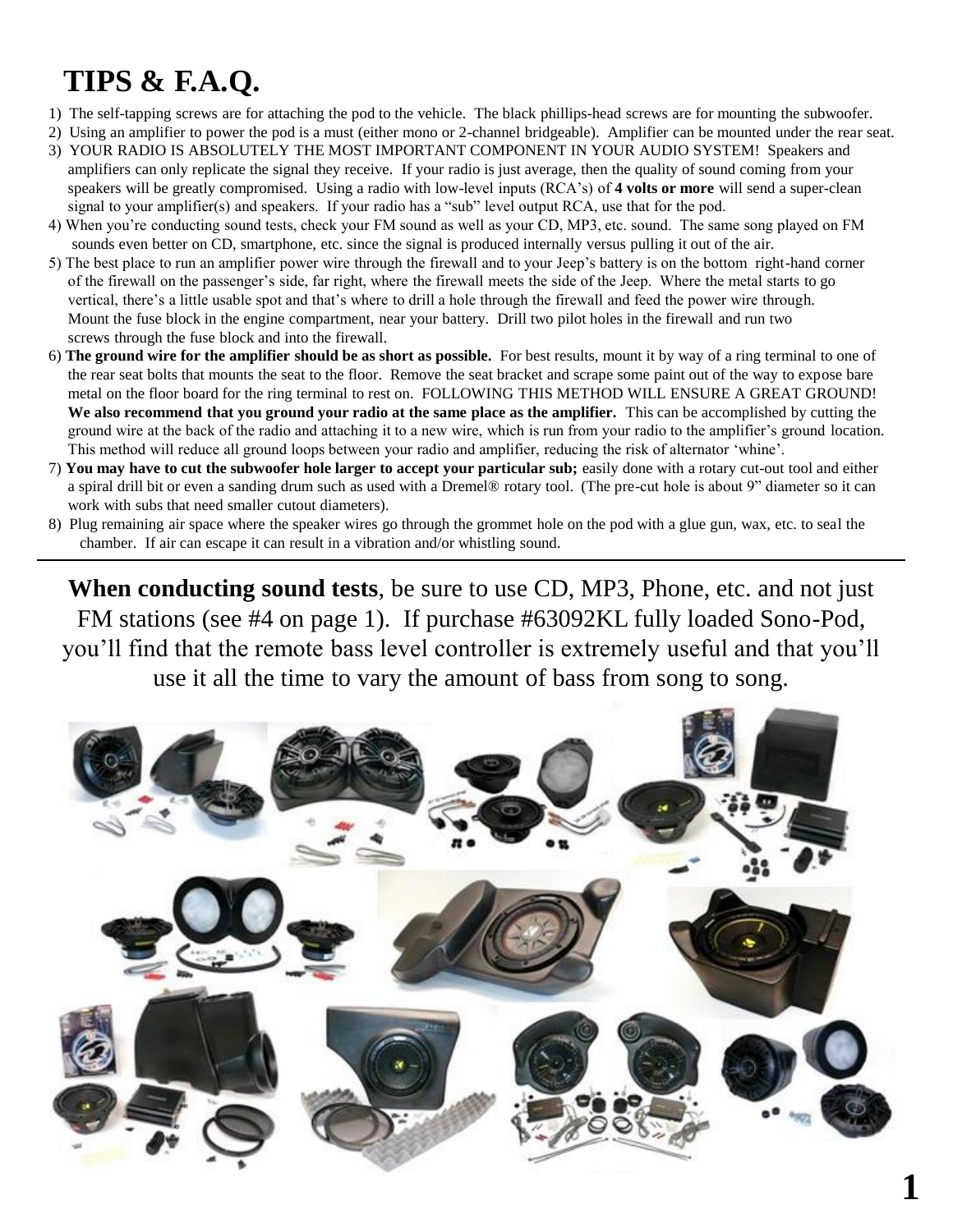# TIPS & F.A.Q.

1) The self-tapping screws are for attaching the pod to the vehicle. The black phillips-head screws are for mounting the subwoofer.
2) Using an amplifier to power the pod is a must (either mono or 2-channel bridgeable). Amplifier can be mounted under the rear seat.
3) YOUR RADIO IS ABSOLUTELY THE MOST IMPORTANT COMPONENT IN YOUR AUDIO SYSTEM! Speakers and amplifiers can only replicate the signal they receive. If your radio is just average, then the quality of sound coming from your speakers will be greatly compromised. Using a radio with low-level inputs (RCA's) of **4 volts or more** will send a super-clean signal to your amplifier(s) and speakers. If your radio has a "sub" level output RCA, use that for the pod.
4) When you're conducting sound tests, check your FM sound as well as your CD, MP3, etc. sound. The same song played on FM sounds even better on CD, smartphone, etc. since the signal is produced internally versus pulling it out of the air.
5) The best place to run an amplifier power wire through the firewall and to your Jeep's battery is on the bottom right-hand corner of the firewall on the passenger's side, far right, where the firewall meets the side of the Jeep. Where the metal starts to go vertical, there's a little usable spot and that's where to drill a hole through the firewall and feed the power wire through. Mount the fuse block in the engine compartment, near your battery. Drill two pilot holes in the firewall and run two screws through the fuse block and into the firewall.
6) **The ground wire for the amplifier should be as short as possible.** For best results, mount it by way of a ring terminal to one of the rear seat bolts that mounts the seat to the floor. Remove the seat bracket and scrape some paint out of the way to expose bare metal on the floor board for the ring terminal to rest on. FOLLOWING THIS METHOD WILL ENSURE A GREAT GROUND! **We also recommend that you ground your radio at the same place as the amplifier.** This can be accomplished by cutting the ground wire at the back of the radio and attaching it to a new wire, which is run from your radio to the amplifier's ground location. This method will reduce all ground loops between your radio and amplifier, reducing the risk of alternator 'whine'.
7) **You may have to cut the subwoofer hole larger to accept your particular sub;** easily done with a rotary cut-out tool and either a spiral drill bit or even a sanding drum such as used with a Dremel® rotary tool. (The pre-cut hole is about 9" diameter so it can work with subs that need smaller cutout diameters).
8) Plug remaining air space where the speaker wires go through the grommet hole on the pod with a glue gun, wax, etc. to seal the chamber. If air can escape it can result in a vibration and/or whistling sound.

---

**When conducting sound tests**, be sure to use CD, MP3, Phone, etc. and not just FM stations (see #4 on page 1). If purchase #63092KL fully loaded Sono-Pod, you'll find that the remote bass level controller is extremely useful and that you'll use it all the time to vary the amount of bass from song to song.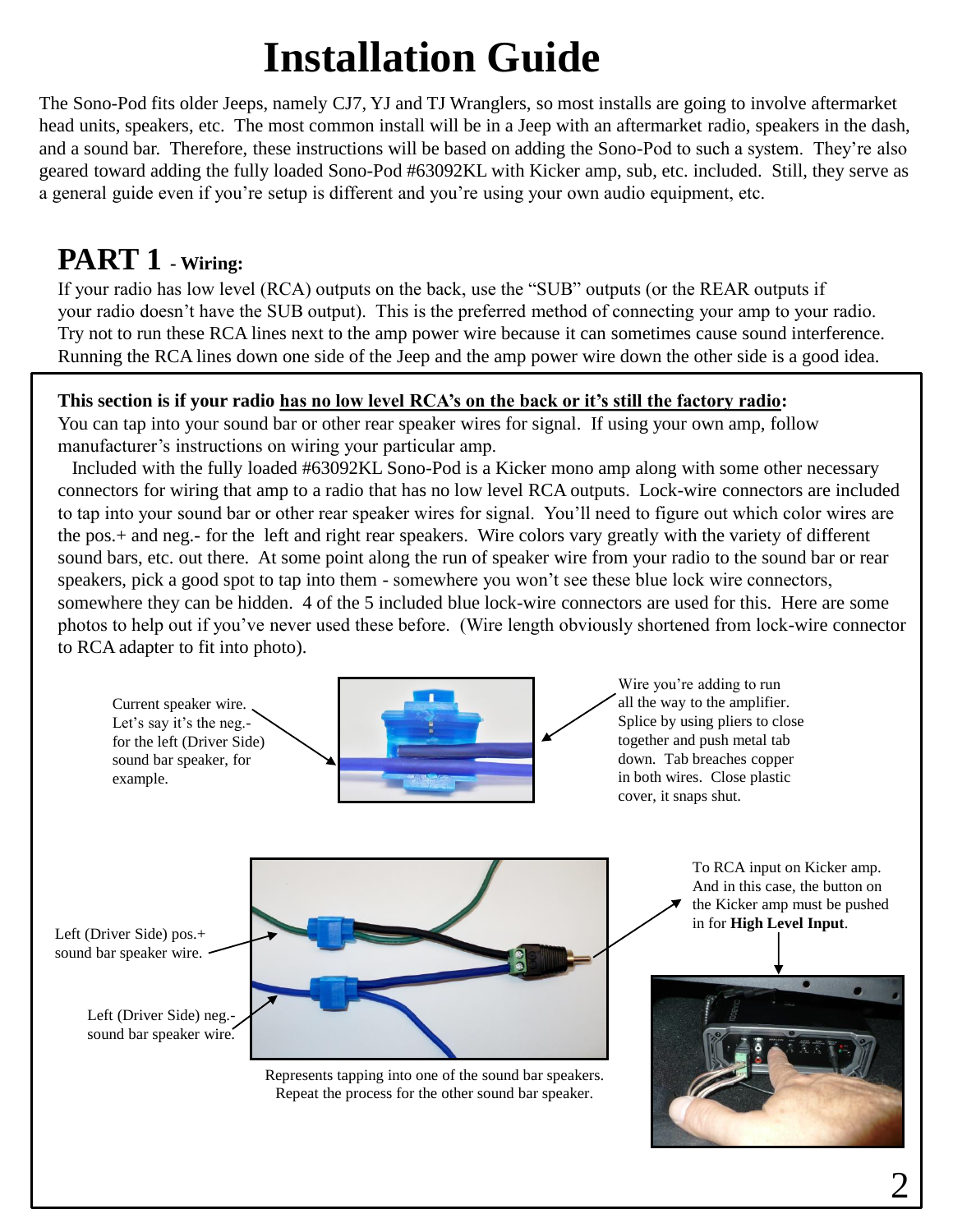# Installation Guide

The Sono-Pod fits older Jeeps, namely CJ7, YJ and TJ Wranglers, so most installs are going to involve aftermarket head units, speakers, etc. The most common install will be in a Jeep with an aftermarket radio, speakers in the dash, and a sound bar. Therefore, these instructions will be based on adding the Sono-Pod to such a system. They're also geared toward adding the fully loaded Sono-Pod #63092KL with Kicker amp, sub, etc. included. Still, they serve as a general guide even if you're setup is different and you're using your own audio equipment, etc.

## PART 1 - Wiring:

If your radio has low level (RCA) outputs on the back, use the "SUB" outputs (or the REAR outputs if your radio doesn't have the SUB output). This is the preferred method of connecting your amp to your radio. Try not to run these RCA lines next to the amp power wire because it can sometimes cause sound interference. Running the RCA lines down one side of the Jeep and the amp power wire down the other side is a good idea.

**This section is if your radio <u>has no low level RCA's on the back or it's still the factory radio</u>:**
You can tap into your sound bar or other rear speaker wires for signal. If using your own amp, follow manufacturer's instructions on wiring your particular amp.

Included with the fully loaded #63092KL Sono-Pod is a Kicker mono amp along with some other necessary connectors for wiring that amp to a radio that has no low level RCA outputs. Lock-wire connectors are included to tap into your sound bar or other rear speaker wires for signal. You'll need to figure out which color wires are the pos.+ and neg.- for the left and right rear speakers. Wire colors vary greatly with the variety of different sound bars, etc. out there. At some point along the run of speaker wire from your radio to the sound bar or rear speakers, pick a good spot to tap into them - somewhere you won't see these blue lock wire connectors, somewhere they can be hidden. 4 of the 5 included blue lock-wire connectors are used for this. Here are some photos to help out if you've never used these before. (Wire length obviously shortened from lock-wire connector to RCA adapter to fit into photo).

Current speaker wire. Let's say it's the neg.- for the left (Driver Side) sound bar speaker, for example.

Wire you're adding to run all the way to the amplifier. Splice by using pliers to close together and push metal tab down. Tab breaches copper in both wires. Close plastic cover, it snaps shut.

Left (Driver Side) pos.+ sound bar speaker wire.

Left (Driver Side) neg.- sound bar speaker wire.

To RCA input on Kicker amp. And in this case, the button on the Kicker amp must be pushed in for **High Level Input**.

Represents tapping into one of the sound bar speakers. Repeat the process for the other sound bar speaker.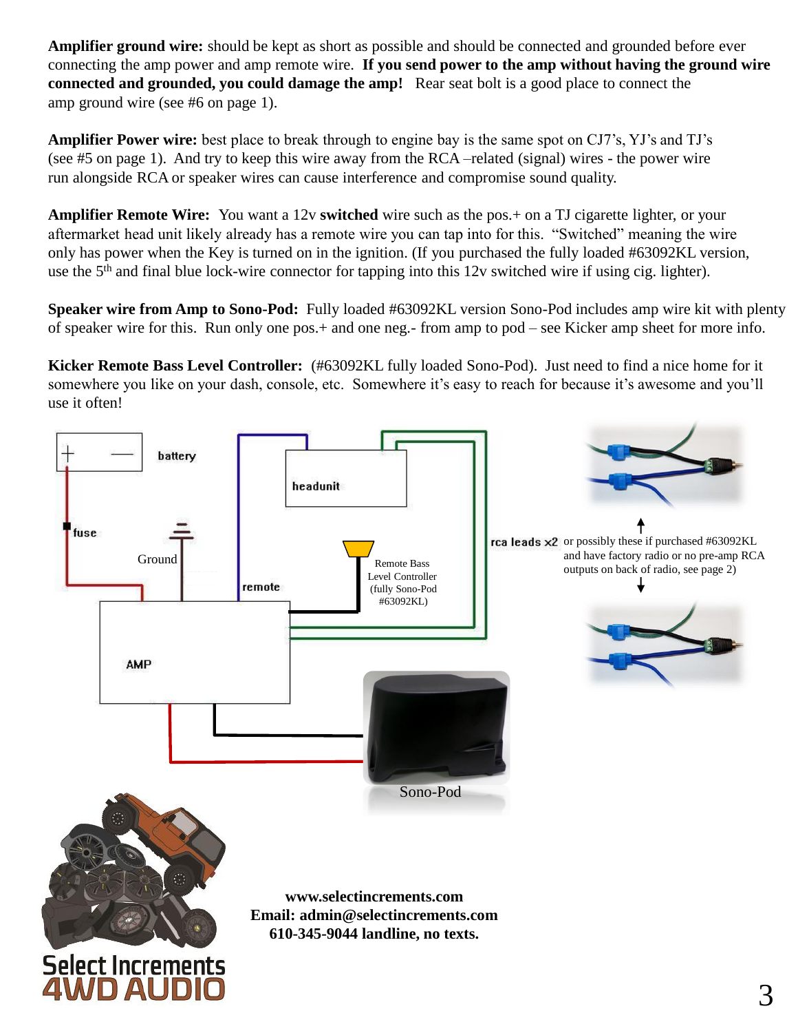**Amplifier ground wire:** should be kept as short as possible and should be connected and grounded before ever connecting the amp power and amp remote wire. **If you send power to the amp without having the ground wire connected and grounded, you could damage the amp!** Rear seat bolt is a good place to connect the amp ground wire (see #6 on page 1).

**Amplifier Power wire:** best place to break through to engine bay is the same spot on CJ7's, YJ's and TJ's (see #5 on page 1). And try to keep this wire away from the RCA –related (signal) wires - the power wire run alongside RCA or speaker wires can cause interference and compromise sound quality.

**Amplifier Remote Wire:** You want a 12v **switched** wire such as the pos.+ on a TJ cigarette lighter, or your aftermarket head unit likely already has a remote wire you can tap into for this. "Switched" meaning the wire only has power when the Key is turned on in the ignition. (If you purchased the fully loaded #63092KL version, use the 5th and final blue lock-wire connector for tapping into this 12v switched wire if using cig. lighter).

**Speaker wire from Amp to Sono-Pod:** Fully loaded #63092KL version Sono-Pod includes amp wire kit with plenty of speaker wire for this. Run only one pos.+ and one neg.- from amp to pod – see Kicker amp sheet for more info.

**Kicker Remote Bass Level Controller:** (#63092KL fully loaded Sono-Pod). Just need to find a nice home for it somewhere you like on your dash, console, etc. Somewhere it's easy to reach for because it's awesome and you'll use it often!

battery

headunit

fuse

Ground

remote

Remote Bass Level Controller (fully Sono-Pod #63092KL)

rca leads x2

or possibly these if purchased #63092KL and have factory radio or no pre-amp RCA outputs on back of radio, see page 2)

AMP

Sono-Pod

Select Increments 4WD AUDIO

**www.selectincrements.com**
**Email: admin@selectincrements.com**
**610-345-9044 landline, no texts.**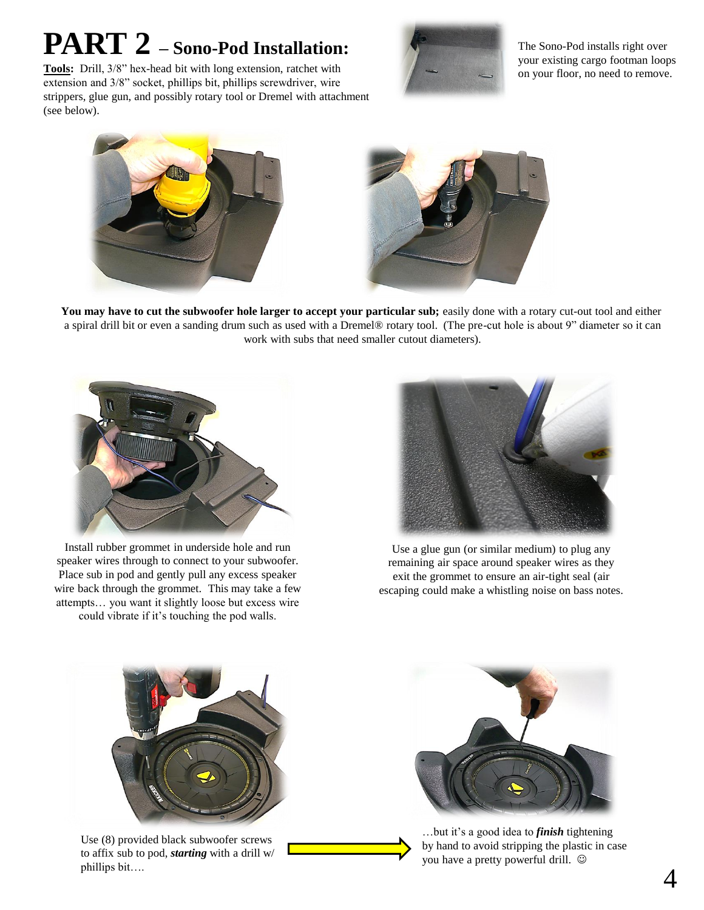# PART 2 – Sono-Pod Installation:

**Tools:** Drill, 3/8" hex-head bit with long extension, ratchet with extension and 3/8" socket, phillips bit, phillips screwdriver, wire strippers, glue gun, and possibly rotary tool or Dremel with attachment (see below).

The Sono-Pod installs right over your existing cargo footman loops on your floor, no need to remove.

**You may have to cut the subwoofer hole larger to accept your particular sub;** easily done with a rotary cut-out tool and either a spiral drill bit or even a sanding drum such as used with a Dremel® rotary tool. (The pre-cut hole is about 9" diameter so it can work with subs that need smaller cutout diameters).

Install rubber grommet in underside hole and run speaker wires through to connect to your subwoofer. Place sub in pod and gently pull any excess speaker wire back through the grommet. This may take a few attempts… you want it slightly loose but excess wire could vibrate if it's touching the pod walls.

Use a glue gun (or similar medium) to plug any remaining air space around speaker wires as they exit the grommet to ensure an air-tight seal (air escaping could make a whistling noise on bass notes.

Use (8) provided black subwoofer screws to affix sub to pod, ***starting*** with a drill w/ phillips bit….

…but it's a good idea to ***finish*** tightening by hand to avoid stripping the plastic in case you have a pretty powerful drill. ☺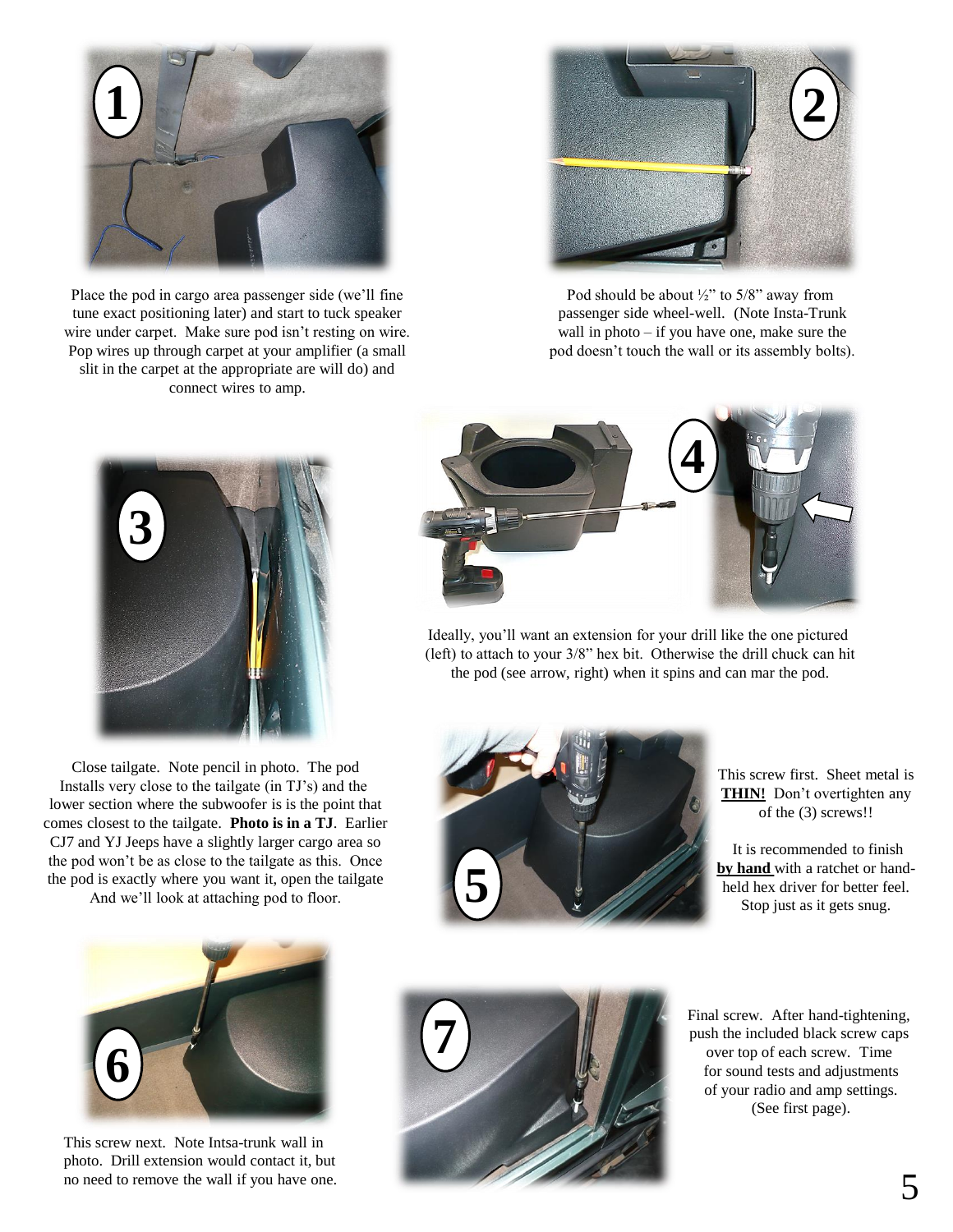1

Place the pod in cargo area passenger side (we'll fine tune exact positioning later) and start to tuck speaker wire under carpet. Make sure pod isn't resting on wire. Pop wires up through carpet at your amplifier (a small slit in the carpet at the appropriate are will do) and connect wires to amp.

2

Pod should be about ½" to 5/8" away from passenger side wheel-well. (Note Insta-Trunk wall in photo – if you have one, make sure the pod doesn't touch the wall or its assembly bolts).

3

Close tailgate. Note pencil in photo. The pod Installs very close to the tailgate (in TJ's) and the lower section where the subwoofer is is the point that comes closest to the tailgate. **Photo is in a TJ**. Earlier CJ7 and YJ Jeeps have a slightly larger cargo area so the pod won't be as close to the tailgate as this. Once the pod is exactly where you want it, open the tailgate And we'll look at attaching pod to floor.

4

Ideally, you'll want an extension for your drill like the one pictured (left) to attach to your 3/8" hex bit. Otherwise the drill chuck can hit the pod (see arrow, right) when it spins and can mar the pod.

5

This screw first. Sheet metal is **THIN!** Don't overtighten any of the (3) screws!!

It is recommended to finish **by hand** with a ratchet or hand-held hex driver for better feel. Stop just as it gets snug.

6

This screw next. Note Intsa-trunk wall in photo. Drill extension would contact it, but no need to remove the wall if you have one.

7

Final screw. After hand-tightening, push the included black screw caps over top of each screw. Time for sound tests and adjustments of your radio and amp settings. (See first page).